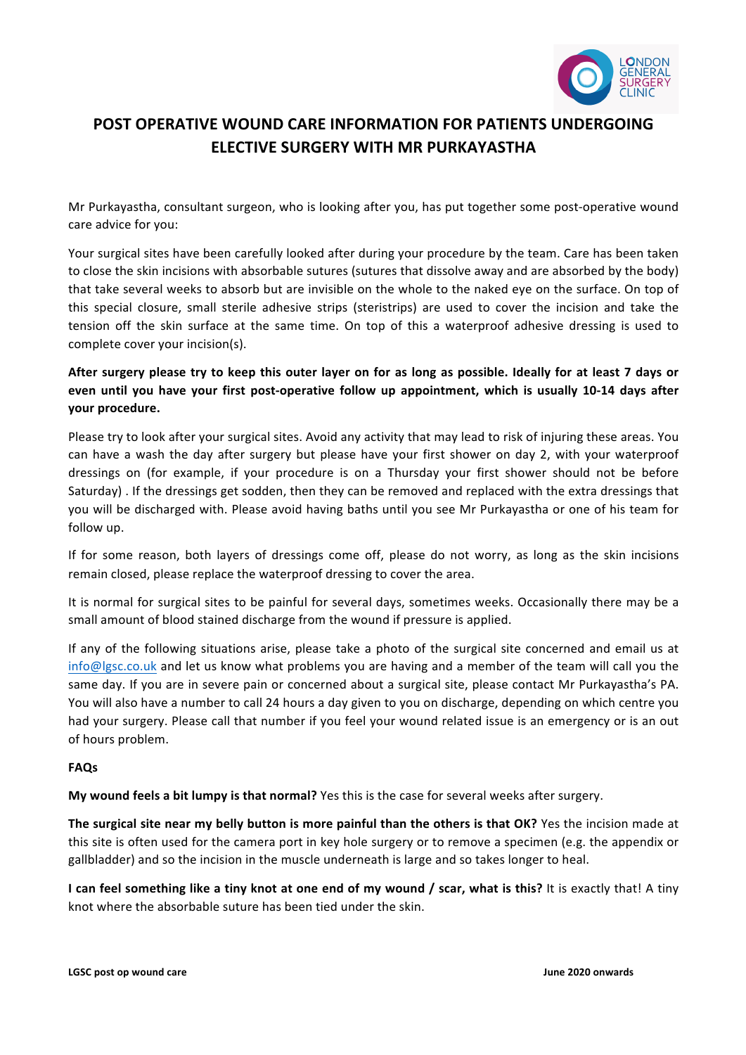# POST OPERATIVE WOUND CARE INFORMATION FOR PATIENTS UNDERGOING ELECTIVE SURGERY WITH MR PURKAYASTHA

Mr Purkayastha, consultant surgeon, who is looking after you, has put together some post-operative wound care advice for you:

Your surgical sites have been carefully looked after during your procedure by the team. Care has been taken to close the skin incisions with absorbable sutures (sutures that dissolve away and are absorbed by the body) that take several weeks to absorb but are invisible on the whole to the naked eye on the surface. On top of this special closure, small sterile adhesive strips (steristrips) are used to cover the incision and take the tension off the skin surface at the same time. On top of this a waterproof adhesive dressing is used to complete cover your incision(s).

**After surgery please try to keep this outer layer on for as long as possible. Ideally for at least 7 days or even until you have your first post-operative follow up appointment, which is usually 10-14 days after your procedure.**

Please try to look after your surgical sites. Avoid any activity that may lead to risk of injuring these areas. You can have a wash the day after surgery but please have your first shower on day 2, with your waterproof dressings on (for example, if your procedure is on a Thursday your first shower should not be before Saturday) . If the dressings get sodden, then they can be removed and replaced with the extra dressings that you will be discharged with. Please avoid having baths until you see Mr Purkayastha or one of his team for follow up.

If for some reason, both layers of dressings come off, please do not worry, as long as the skin incisions remain closed, please replace the waterproof dressing to cover the area.

It is normal for surgical sites to be painful for several days, sometimes weeks. Occasionally there may be a small amount of blood stained discharge from the wound if pressure is applied.

If any of the following situations arise, please take a photo of the surgical site concerned and email us at info@lgsc.co.uk and let us know what problems you are having and a member of the team will call you the same day. If you are in severe pain or concerned about a surgical site, please contact Mr Purkayastha's PA. You will also have a number to call 24 hours a day given to you on discharge, depending on which centre you had your surgery. Please call that number if you feel your wound related issue is an emergency or is an out of hours problem.

**FAQs**

**My wound feels a bit lumpy is that normal?** Yes this is the case for several weeks after surgery.

**The surgical site near my belly button is more painful than the others is that OK?** Yes the incision made at this site is often used for the camera port in key hole surgery or to remove a specimen (e.g. the appendix or gallbladder) and so the incision in the muscle underneath is large and so takes longer to heal.

**I can feel something like a tiny knot at one end of my wound / scar, what is this?** It is exactly that! A tiny knot where the absorbable suture has been tied under the skin.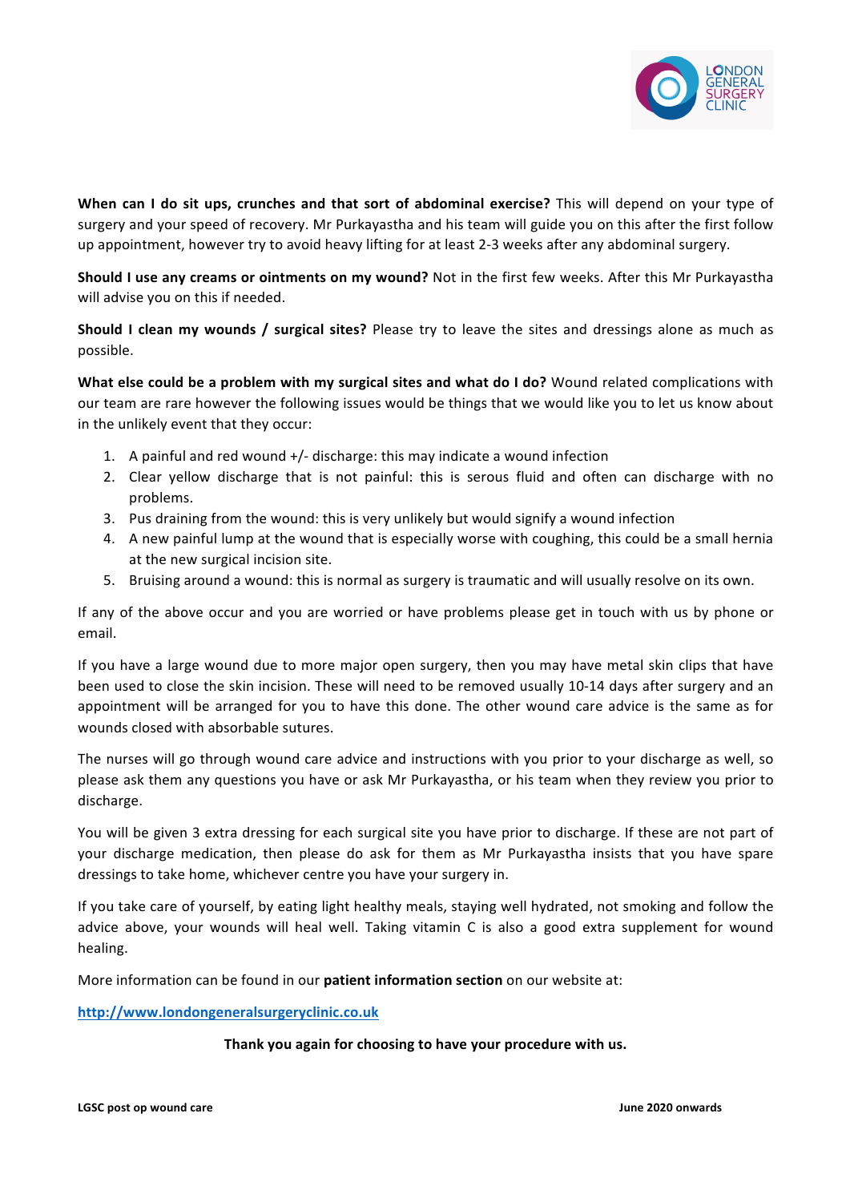**When can I do sit ups, crunches and that sort of abdominal exercise?** This will depend on your type of surgery and your speed of recovery. Mr Purkayastha and his team will guide you on this after the first follow up appointment, however try to avoid heavy lifting for at least 2-3 weeks after any abdominal surgery.

**Should I use any creams or ointments on my wound?** Not in the first few weeks. After this Mr Purkayastha will advise you on this if needed.

**Should I clean my wounds / surgical sites?** Please try to leave the sites and dressings alone as much as possible.

**What else could be a problem with my surgical sites and what do I do?** Wound related complications with our team are rare however the following issues would be things that we would like you to let us know about in the unlikely event that they occur:

1. A painful and red wound +/- discharge: this may indicate a wound infection
2. Clear yellow discharge that is not painful: this is serous fluid and often can discharge with no problems.
3. Pus draining from the wound: this is very unlikely but would signify a wound infection
4. A new painful lump at the wound that is especially worse with coughing, this could be a small hernia at the new surgical incision site.
5. Bruising around a wound: this is normal as surgery is traumatic and will usually resolve on its own.

If any of the above occur and you are worried or have problems please get in touch with us by phone or email.

If you have a large wound due to more major open surgery, then you may have metal skin clips that have been used to close the skin incision. These will need to be removed usually 10-14 days after surgery and an appointment will be arranged for you to have this done. The other wound care advice is the same as for wounds closed with absorbable sutures.

The nurses will go through wound care advice and instructions with you prior to your discharge as well, so please ask them any questions you have or ask Mr Purkayastha, or his team when they review you prior to discharge.

You will be given 3 extra dressing for each surgical site you have prior to discharge. If these are not part of your discharge medication, then please do ask for them as Mr Purkayastha insists that you have spare dressings to take home, whichever centre you have your surgery in.

If you take care of yourself, by eating light healthy meals, staying well hydrated, not smoking and follow the advice above, your wounds will heal well. Taking vitamin C is also a good extra supplement for wound healing.

More information can be found in our **patient information section** on our website at:

[http://www.londongeneralsurgeryclinic.co.uk](http://www.londongeneralsurgeryclinic.co.uk)

**Thank you again for choosing to have your procedure with us.**